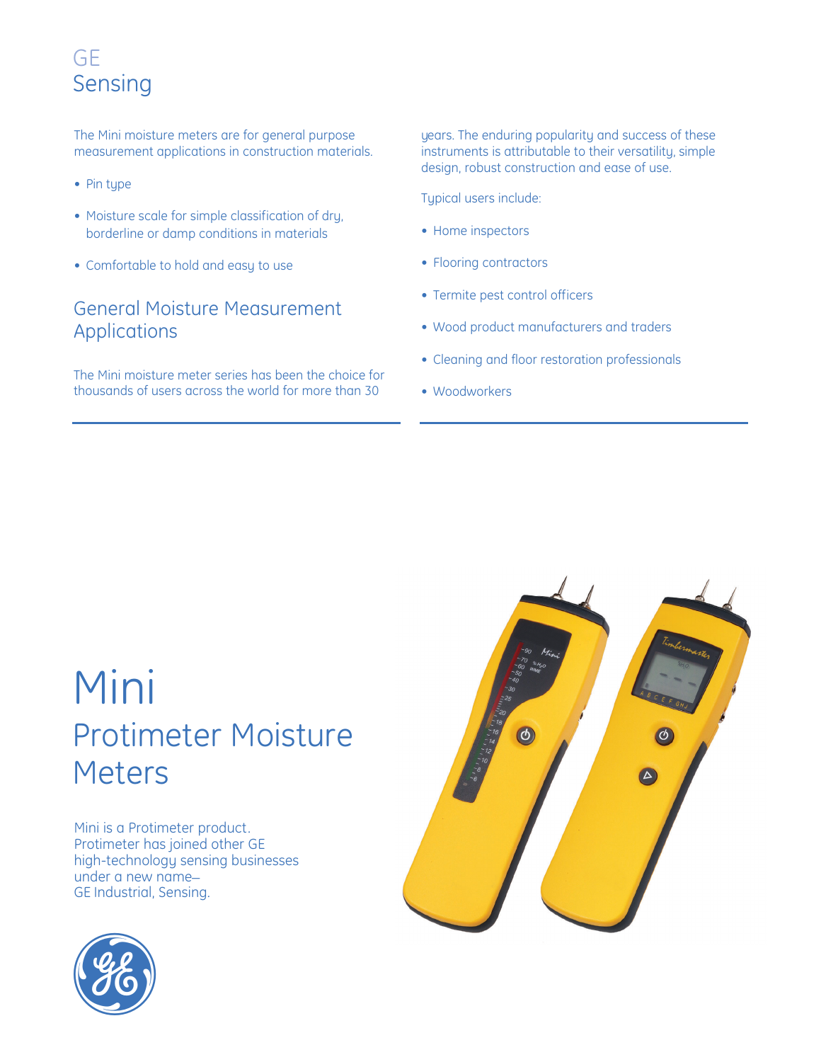# GE Sensing

The Mini moisture meters are for general purpose measurement applications in construction materials.

- Pin type
- Moisture scale for simple classification of dry, borderline or damp conditions in materials
- Comfortable to hold and easy to use

## General Moisture Measurement Applications

The Mini moisture meter series has been the choice for thousands of users across the world for more than 30 years. The enduring popularity and success of these instruments is attributable to their versatility, simple design, robust construction and ease of use.

Typical users include:

- Home inspectors
- Flooring contractors
- Termite pest control officers
- Wood product manufacturers and traders
- Cleaning and floor restoration professionals
- Woodworkers

# Mini

## Protimeter Moisture Meters

Mini is a Protimeter product. Protimeter has joined other GE high-technology sensing businesses under a new name– GE Industrial, Sensing.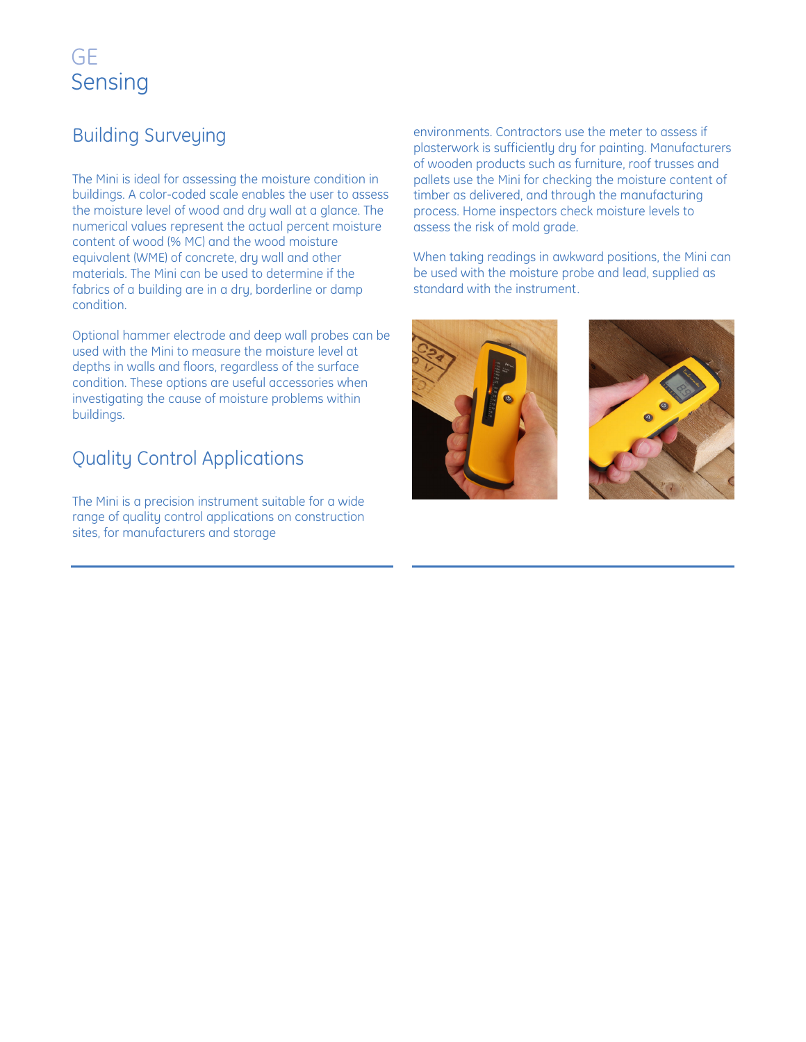GE
Sensing

## Building Surveying

The Mini is ideal for assessing the moisture condition in buildings. A color-coded scale enables the user to assess the moisture level of wood and dry wall at a glance. The numerical values represent the actual percent moisture content of wood (% MC) and the wood moisture equivalent (WME) of concrete, dry wall and other materials. The Mini can be used to determine if the fabrics of a building are in a dry, borderline or damp condition.

Optional hammer electrode and deep wall probes can be used with the Mini to measure the moisture level at depths in walls and floors, regardless of the surface condition. These options are useful accessories when investigating the cause of moisture problems within buildings.

## Quality Control Applications

The Mini is a precision instrument suitable for a wide range of quality control applications on construction sites, for manufacturers and storage environments. Contractors use the meter to assess if plasterwork is sufficiently dry for painting. Manufacturers of wooden products such as furniture, roof trusses and pallets use the Mini for checking the moisture content of timber as delivered, and through the manufacturing process. Home inspectors check moisture levels to assess the risk of mold grade.

When taking readings in awkward positions, the Mini can be used with the moisture probe and lead, supplied as standard with the instrument.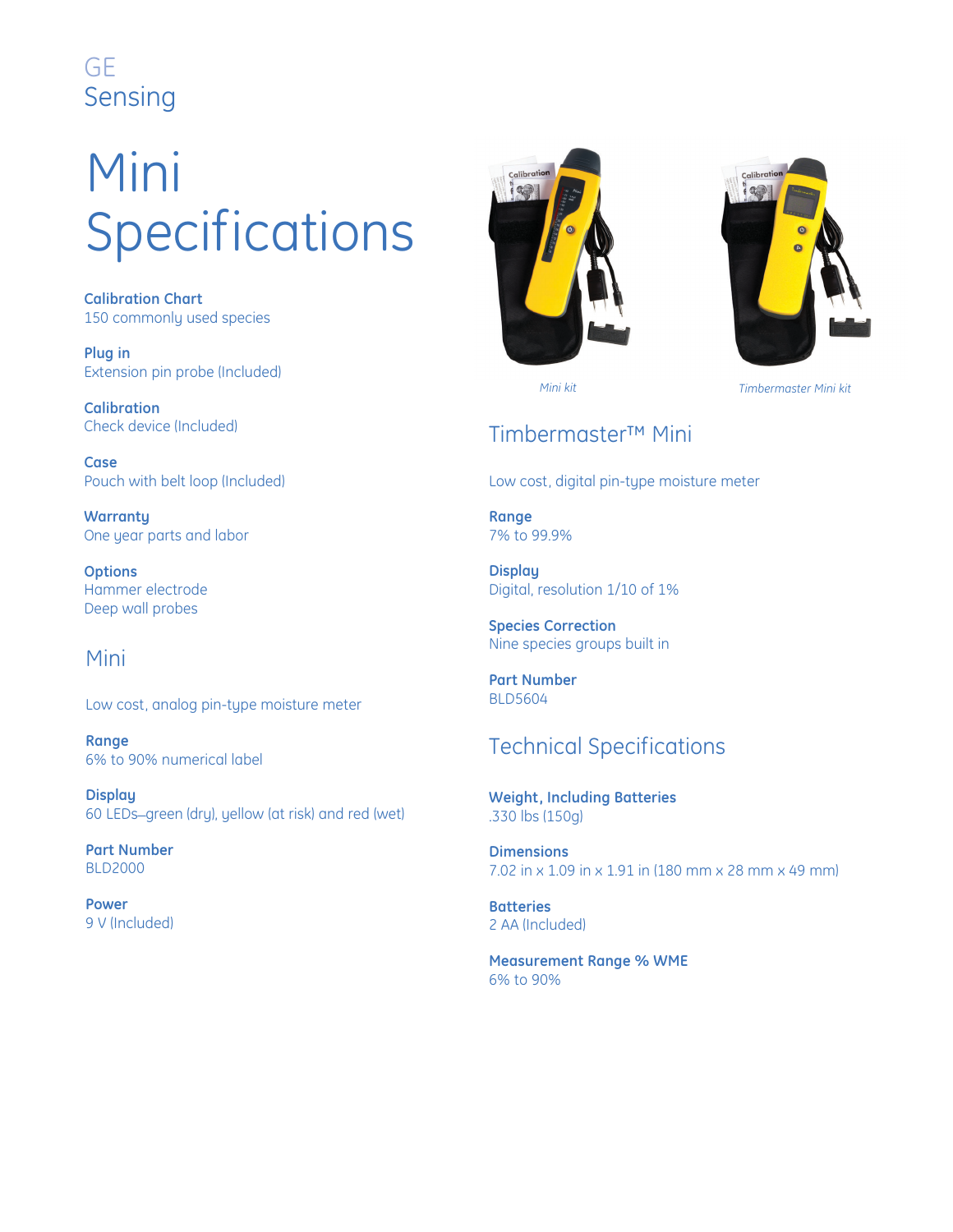GE
Sensing

# Mini Specifications

**Calibration Chart**
150 commonly used species

**Plug in**
Extension pin probe (Included)

**Calibration**
Check device (Included)

**Case**
Pouch with belt loop (Included)

**Warranty**
One year parts and labor

**Options**
Hammer electrode
Deep wall probes

## Mini

Low cost, analog pin-type moisture meter

**Range**
6% to 90% numerical label

**Display**
60 LEDs–green (dry), yellow (at risk) and red (wet)

**Part Number**
BLD2000

**Power**
9 V (Included)

*Mini kit*

*Timbermaster Mini kit*

## Timbermaster™ Mini

Low cost, digital pin-type moisture meter

**Range**
7% to 99.9%

**Display**
Digital, resolution 1/10 of 1%

**Species Correction**
Nine species groups built in

**Part Number**
BLD5604

## Technical Specifications

**Weight, Including Batteries**
.330 lbs (150g)

**Dimensions**
7.02 in x 1.09 in x 1.91 in (180 mm x 28 mm x 49 mm)

**Batteries**
2 AA (Included)

**Measurement Range % WME**
6% to 90%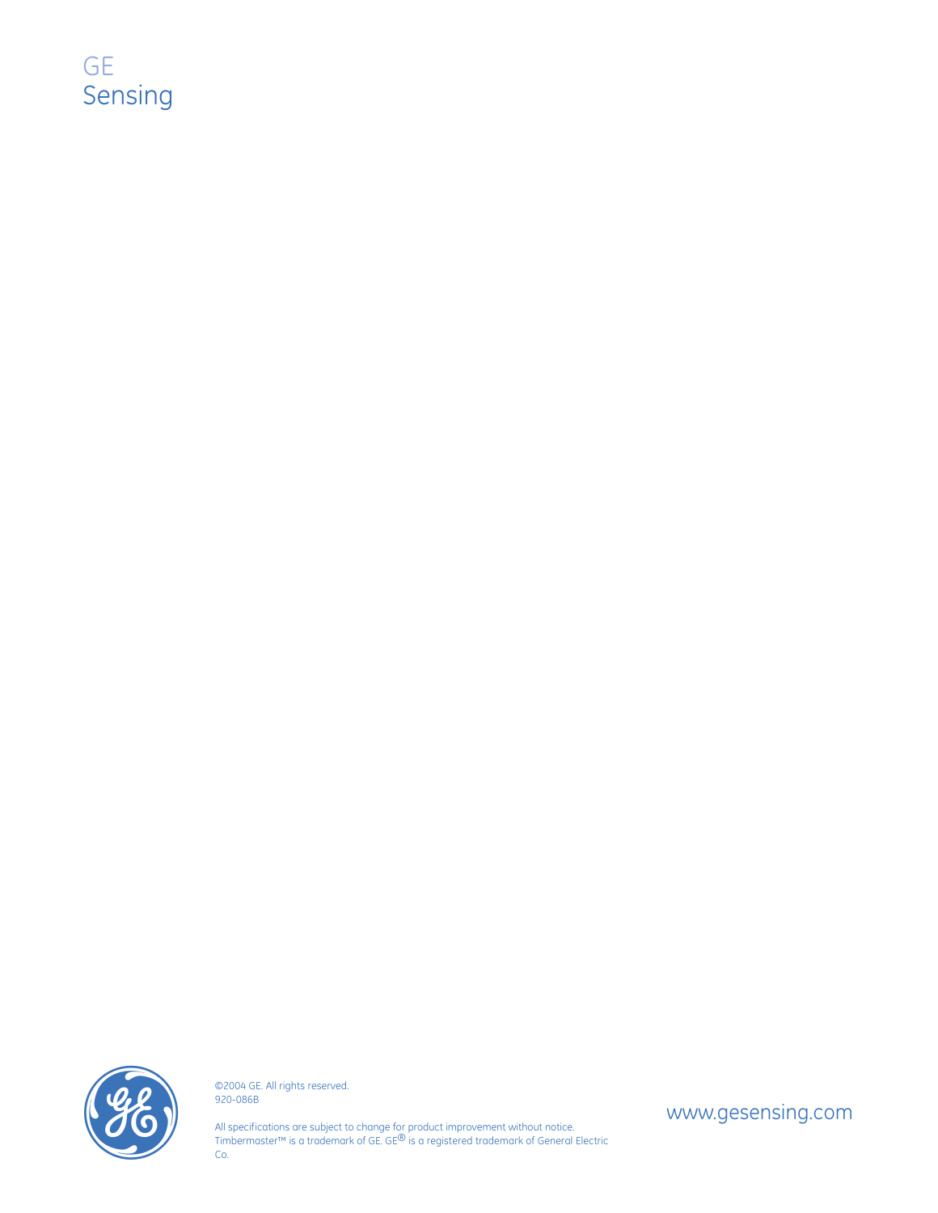GE
Sensing

©2004 GE. All rights reserved.
920-086B

All specifications are subject to change for product improvement without notice. Timbermaster™ is a trademark of GE. GE® is a registered trademark of General Electric Co.

www.gesensing.com